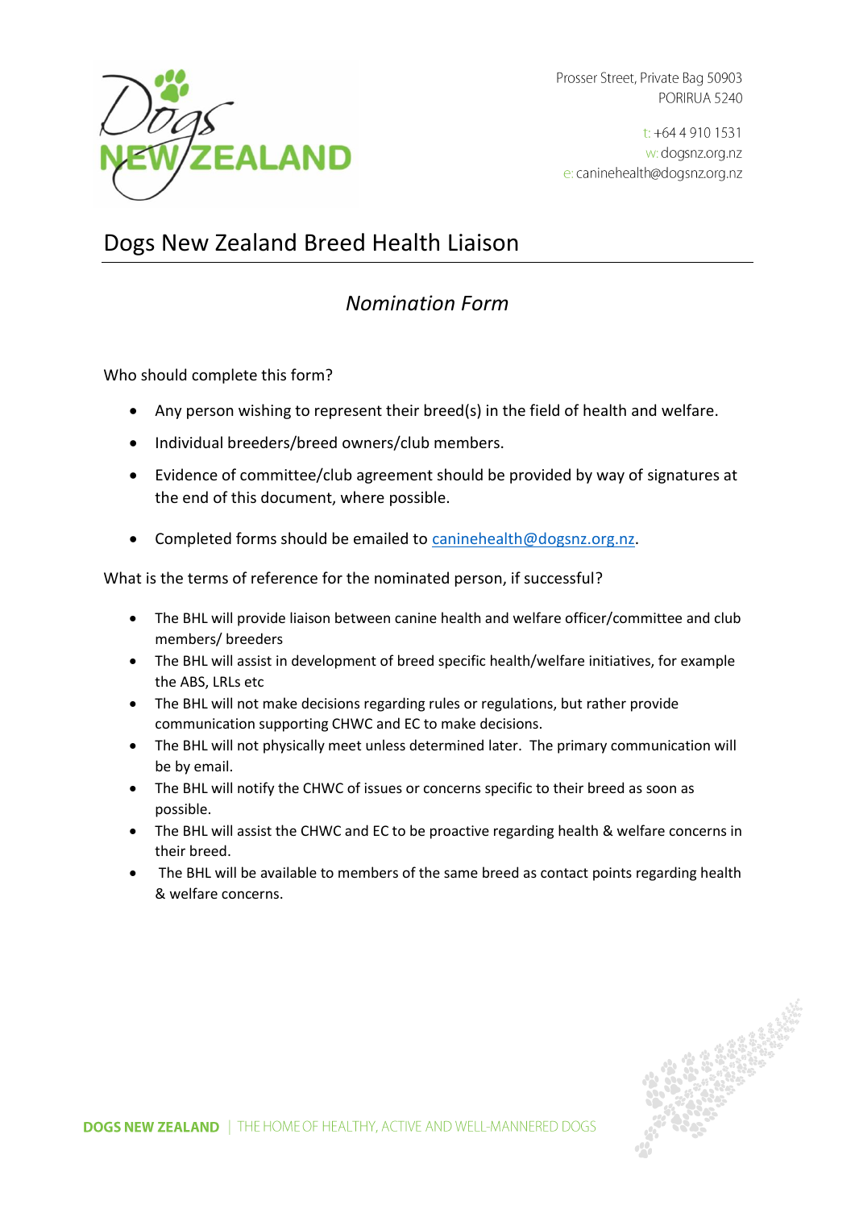Prosser Street, Private Bag 50903
PORIRUA 5240

t: +64 4 910 1531
w: dogsnz.org.nz
e: caninehealth@dogsnz.org.nz

# Dogs New Zealand Breed Health Liaison

## *Nomination Form*

Who should complete this form?

- Any person wishing to represent their breed(s) in the field of health and welfare.
- Individual breeders/breed owners/club members.
- Evidence of committee/club agreement should be provided by way of signatures at the end of this document, where possible.
- Completed forms should be emailed to caninehealth@dogsnz.org.nz.

What is the terms of reference for the nominated person, if successful?

- The BHL will provide liaison between canine health and welfare officer/committee and club members/ breeders
- The BHL will assist in development of breed specific health/welfare initiatives, for example the ABS, LRLs etc
- The BHL will not make decisions regarding rules or regulations, but rather provide communication supporting CHWC and EC to make decisions.
- The BHL will not physically meet unless determined later. The primary communication will be by email.
- The BHL will notify the CHWC of issues or concerns specific to their breed as soon as possible.
- The BHL will assist the CHWC and EC to be proactive regarding health & welfare concerns in their breed.
- The BHL will be available to members of the same breed as contact points regarding health & welfare concerns.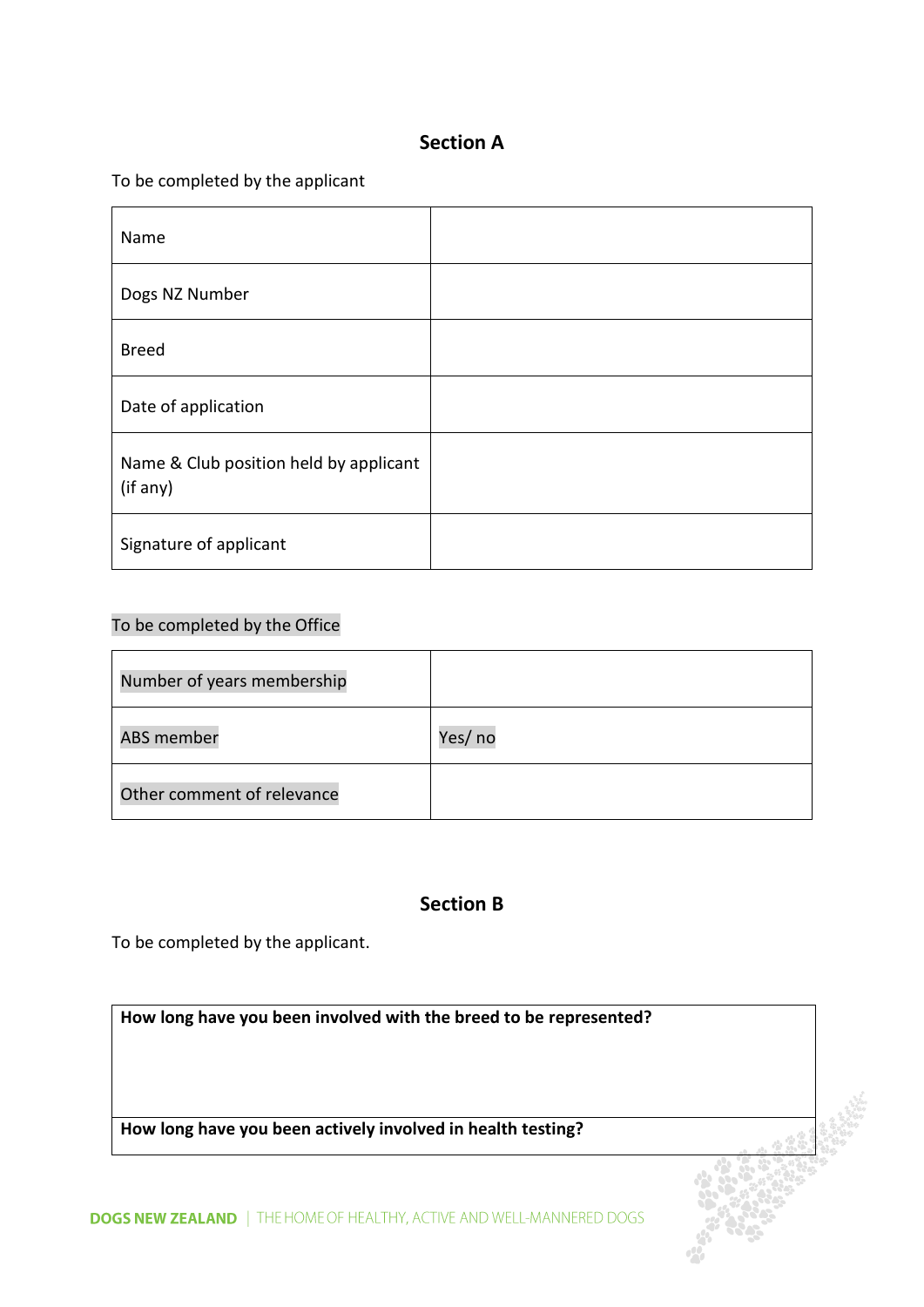## Section A

To be completed by the applicant

| Name | |
|---|---|
| Dogs NZ Number | |
| Breed | |
| Date of application | |
| Name & Club position held by applicant (if any) | |
| Signature of applicant | |

To be completed by the Office

| Number of years membership | |
|---|---|
| ABS member | Yes/ no |
| Other comment of relevance | |

## Section B

To be completed by the applicant.

| **How long have you been involved with the breed to be represented?** |
|---|
| **How long have you been actively involved in health testing?** |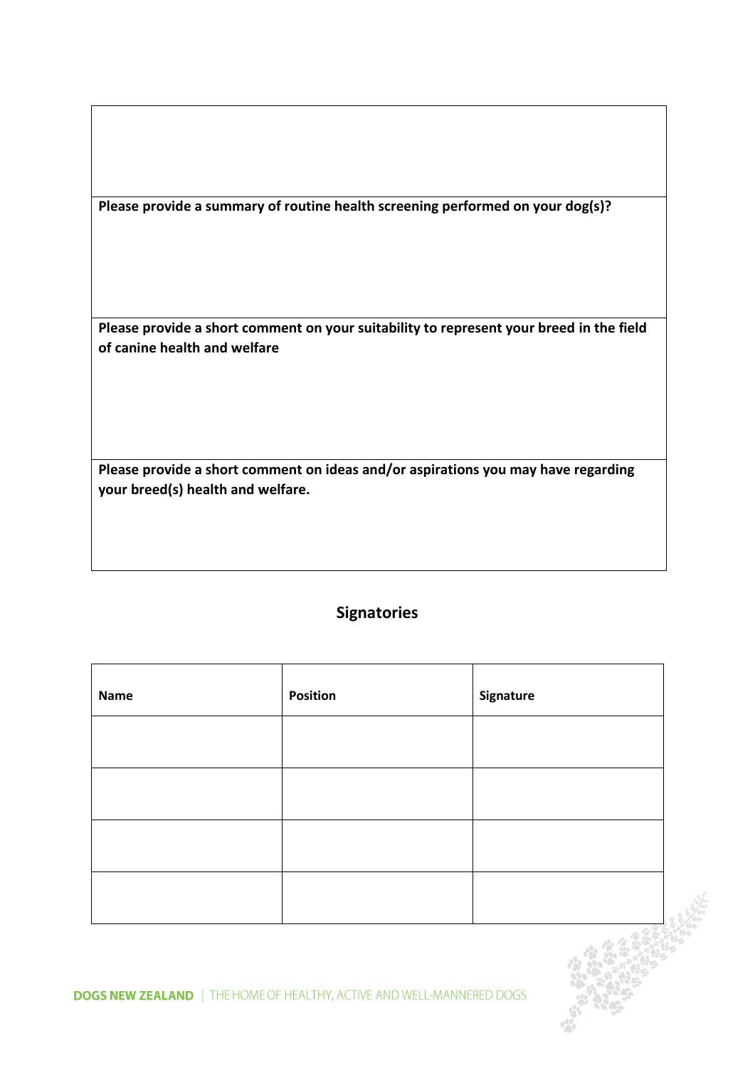**Please provide a summary of routine health screening performed on your dog(s)?**

**Please provide a short comment on your suitability to represent your breed in the field of canine health and welfare**

**Please provide a short comment on ideas and/or aspirations you may have regarding your breed(s) health and welfare.**

## Signatories

| Name | Position | Signature |
|---|---|---|
| | | |
| | | |
| | | |
| | | |